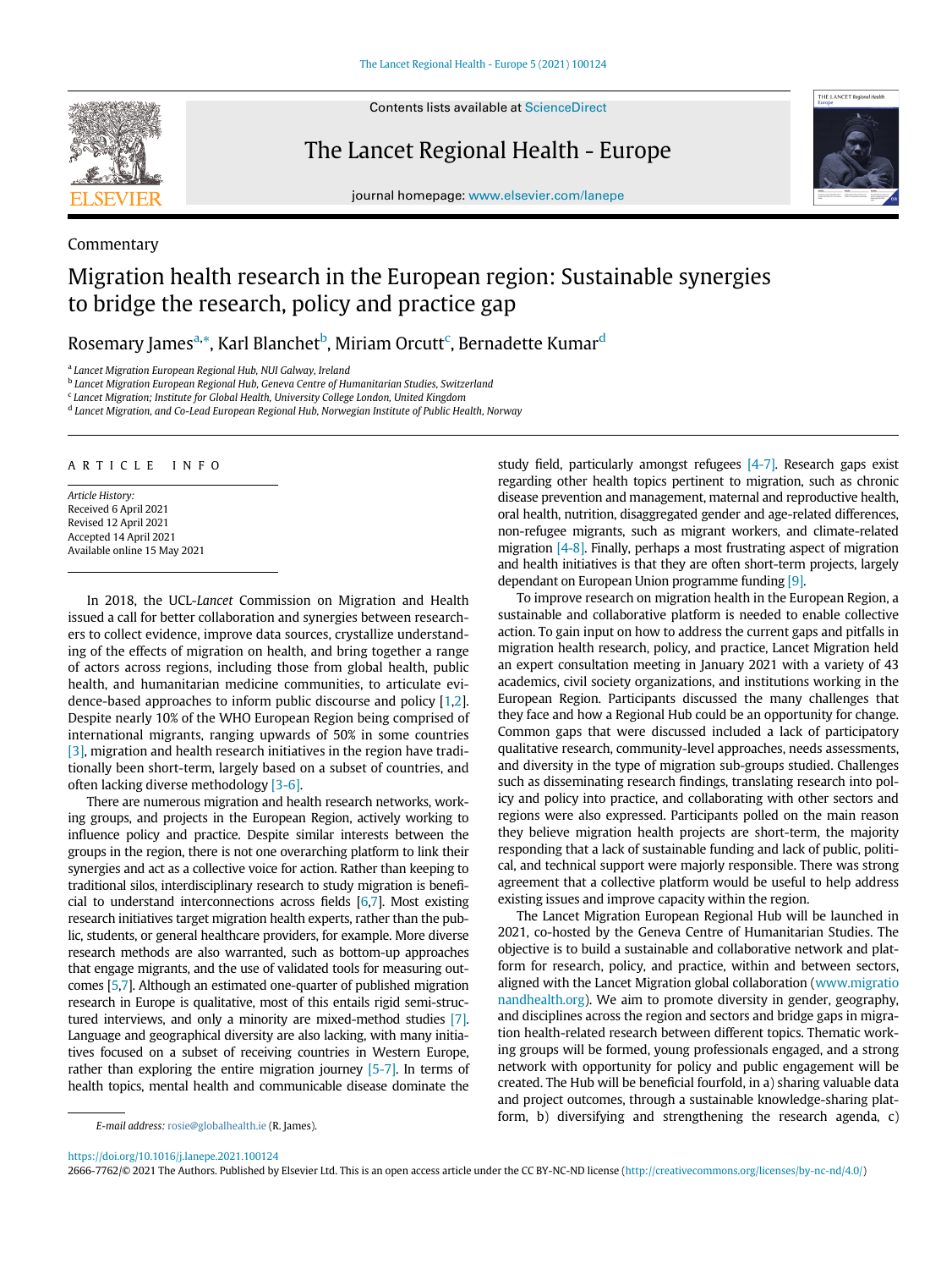Commentary

# Migration health research in the European region: Sustainable synergies to bridge the research, policy and practice gap

Rosemary James[a,*], Karl Blanchet[b], Miriam Orcutt[c], Bernadette Kumar[d]

[a] *Lancet Migration European Regional Hub, NUI Galway, Ireland*
[b] *Lancet Migration European Regional Hub, Geneva Centre of Humanitarian Studies, Switzerland*
[c] *Lancet Migration; Institute for Global Health, University College London, United Kingdom*
[d] *Lancet Migration, and Co-Lead European Regional Hub, Norwegian Institute of Public Health, Norway*

ARTICLE INFO

*Article History:*
Received 6 April 2021
Revised 12 April 2021
Accepted 14 April 2021
Available online 15 May 2021

In 2018, the UCL-*Lancet* Commission on Migration and Health issued a call for better collaboration and synergies between researchers to collect evidence, improve data sources, crystallize understanding of the effects of migration on health, and bring together a range of actors across regions, including those from global health, public health, and humanitarian medicine communities, to articulate evidence-based approaches to inform public discourse and policy [1,2]. Despite nearly 10% of the WHO European Region being comprised of international migrants, ranging upwards of 50% in some countries [3], migration and health research initiatives in the region have traditionally been short-term, largely based on a subset of countries, and often lacking diverse methodology [3-6].

There are numerous migration and health research networks, working groups, and projects in the European Region, actively working to influence policy and practice. Despite similar interests between the groups in the region, there is not one overarching platform to link their synergies and act as a collective voice for action. Rather than keeping to traditional silos, interdisciplinary research to study migration is beneficial to understand interconnections across fields [6,7]. Most existing research initiatives target migration health experts, rather than the public, students, or general healthcare providers, for example. More diverse research methods are also warranted, such as bottom-up approaches that engage migrants, and the use of validated tools for measuring outcomes [5,7]. Although an estimated one-quarter of published migration research in Europe is qualitative, most of this entails rigid semi-structured interviews, and only a minority are mixed-method studies [7]. Language and geographical diversity are also lacking, with many initiatives focused on a subset of receiving countries in Western Europe, rather than exploring the entire migration journey [5-7]. In terms of health topics, mental health and communicable disease dominate the study field, particularly amongst refugees [4-7]. Research gaps exist regarding other health topics pertinent to migration, such as chronic disease prevention and management, maternal and reproductive health, oral health, nutrition, disaggregated gender and age-related differences, non-refugee migrants, such as migrant workers, and climate-related migration [4-8]. Finally, perhaps a most frustrating aspect of migration and health initiatives is that they are often short-term projects, largely dependant on European Union programme funding [9].

To improve research on migration health in the European Region, a sustainable and collaborative platform is needed to enable collective action. To gain input on how to address the current gaps and pitfalls in migration health research, policy, and practice, Lancet Migration held an expert consultation meeting in January 2021 with a variety of 43 academics, civil society organizations, and institutions working in the European Region. Participants discussed the many challenges that they face and how a Regional Hub could be an opportunity for change. Common gaps that were discussed included a lack of participatory qualitative research, community-level approaches, needs assessments, and diversity in the type of migration sub-groups studied. Challenges such as disseminating research findings, translating research into policy and policy into practice, and collaborating with other sectors and regions were also expressed. Participants polled on the main reason they believe migration health projects are short-term, the majority responding that a lack of sustainable funding and lack of public, political, and technical support were majorly responsible. There was strong agreement that a collective platform would be useful to help address existing issues and improve capacity within the region.

The Lancet Migration European Regional Hub will be launched in 2021, co-hosted by the Geneva Centre of Humanitarian Studies. The objective is to build a sustainable and collaborative network and platform for research, policy, and practice, within and between sectors, aligned with the Lancet Migration global collaboration (www.migrationandhealth.org). We aim to promote diversity in gender, geography, and disciplines across the region and sectors and bridge gaps in migration health-related research between different topics. Thematic working groups will be formed, young professionals engaged, and a strong network with opportunity for policy and public engagement will be created. The Hub will be beneficial fourfold, in a) sharing valuable data and project outcomes, through a sustainable knowledge-sharing platform, b) diversifying and strengthening the research agenda, c)

*E-mail address:* rosie@globalhealth.ie (R. James).

https://doi.org/10.1016/j.lanepe.2021.100124
2666-7762/© 2021 The Authors. Published by Elsevier Ltd. This is an open access article under the CC BY-NC-ND license (http://creativecommons.org/licenses/by-nc-nd/4.0/)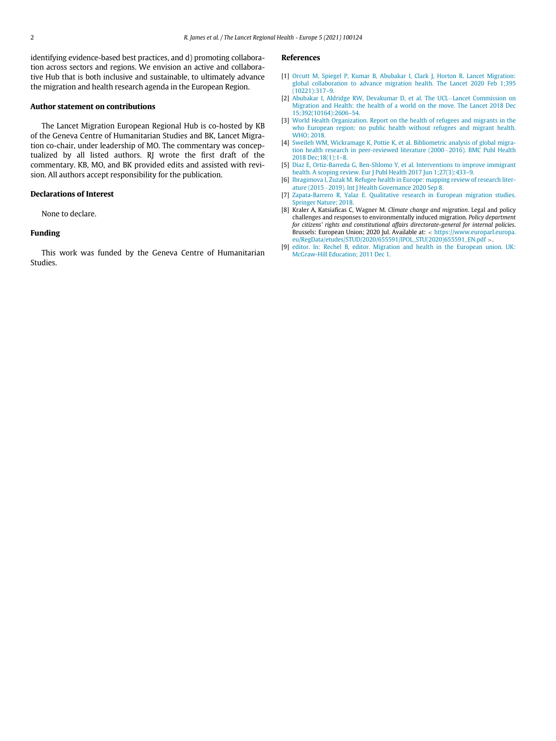identifying evidence-based best practices, and d) promoting collaboration across sectors and regions. We envision an active and collaborative Hub that is both inclusive and sustainable, to ultimately advance the migration and health research agenda in the European Region.

## Author statement on contributions

The Lancet Migration European Regional Hub is co-hosted by KB of the Geneva Centre of Humanitarian Studies and BK, Lancet Migration co-chair, under leadership of MO. The commentary was conceptualized by all listed authors. RJ wrote the first draft of the commentary. KB, MO, and BK provided edits and assisted with revision. All authors accept responsibility for the publication.

## Declarations of Interest

None to declare.

## Funding

This work was funded by the Geneva Centre of Humanitarian Studies.

## References

[1] Orcutt M, Spiegel P, Kumar B, Abubakar I, Clark J, Horton R. Lancet Migration: global collaboration to advance migration health. The Lancet 2020 Feb 1;395 (10221):317–9.

[2] Abubakar I, Aldridge RW, Devakumar D, et al. The UCL–Lancet Commission on Migration and Health: the health of a world on the move. The Lancet 2018 Dec 15;392(10164):2606–54.

[3] World Health Organization. Report on the health of refugees and migrants in the who European region: no public health without refugees and migrant health. WHO; 2018.

[4] Sweileh WM, Wickramage K, Pottie K, et al. Bibliometric analysis of global migration health research in peer-reviewed literature (2000–2016). BMC Publ Health 2018 Dec;18(1):1–8.

[5] Diaz E, Ortiz-Barreda G, Ben-Shlomo Y, et al. Interventions to improve immigrant health. A scoping review. Eur J Publ Health 2017 Jun 1;27(3):433–9.

[6] Ibragimova I, Zuzak M. Refugee health in Europe: mapping review of research literature (2015–2019). Int J Health Governance 2020 Sep 8.

[7] Zapata-Barrero R, Yalaz E. Qualitative research in European migration studies. Springer Nature; 2018.

[8] Kraler A, Katsiaficas C, Wagner M. *Climate change and migration*. Legal and policy challenges and responses to environmentally induced migration. *Policy department for citizens' rights and constitutional affairs directorate-general for internal policies*. Brussels: European Union; 2020 Jul. Available at: < https://www.europarl.europa.eu/RegData/etudes/STUD/2020/655591/IPOL_STU(2020)655591_EN.pdf >.

[9] editor. In: Rechel B, editor. Migration and health in the European union. UK: McGraw-Hill Education; 2011 Dec 1.